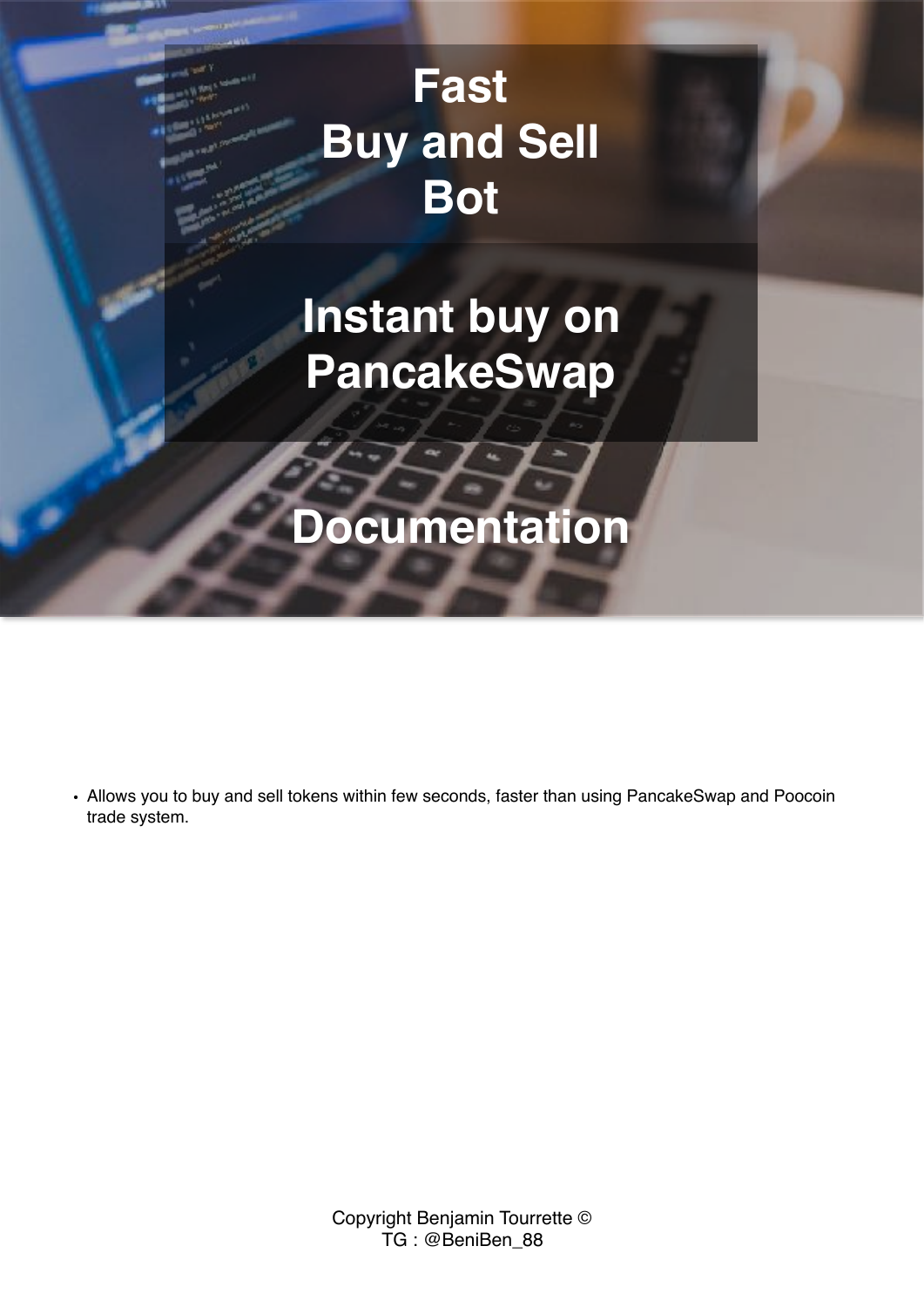# Fast Buy and Sell Bot

# Instant buy on PancakeSwap

# Documentation

- Allows you to buy and sell tokens within few seconds, faster than using PancakeSwap and Poocoin trade system.

Copyright Benjamin Tourrette ©
TG : @BeniBen_88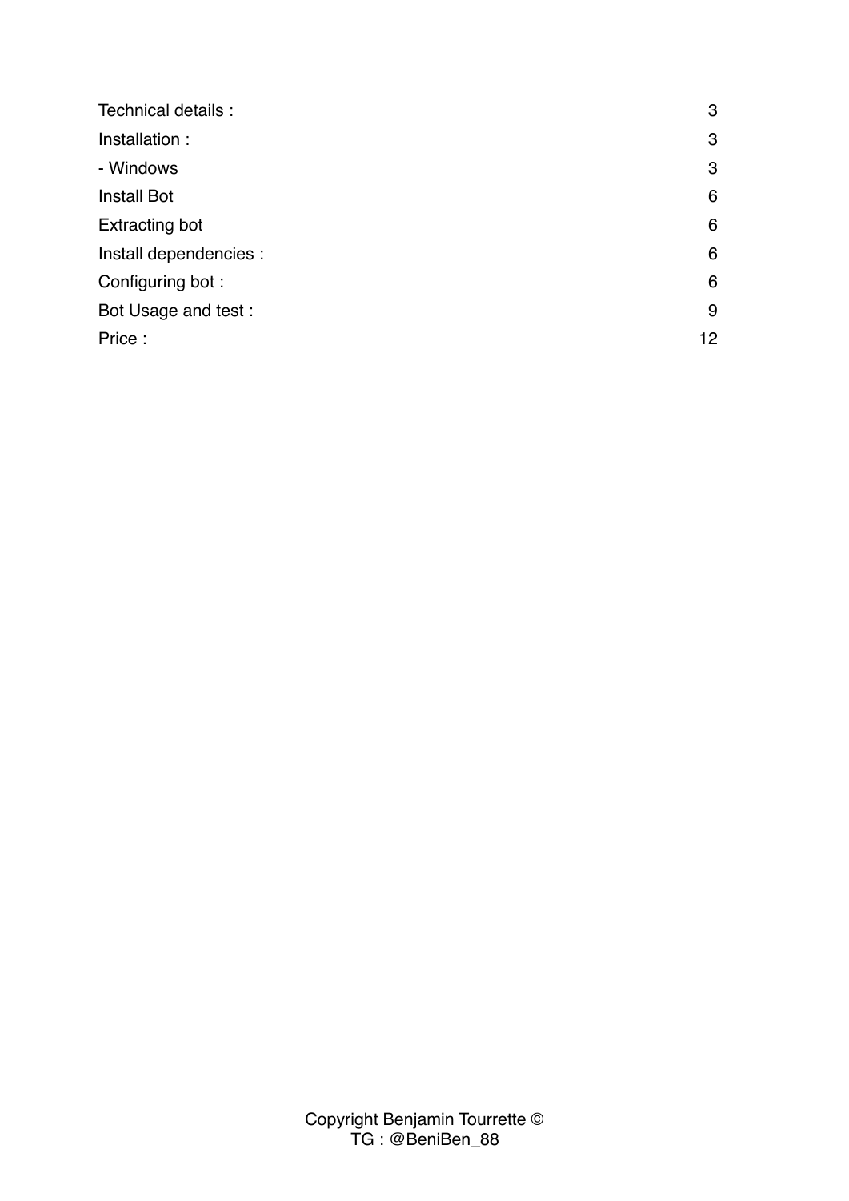| | |
|---|---|
| Technical details : | 3 |
| Installation : | 3 |
| - Windows | 3 |
| Install Bot | 6 |
| Extracting bot | 6 |
| Install dependencies : | 6 |
| Configuring bot : | 6 |
| Bot Usage and test : | 9 |
| Price : | 12 |

Copyright Benjamin Tourrette ©
TG : @BeniBen_88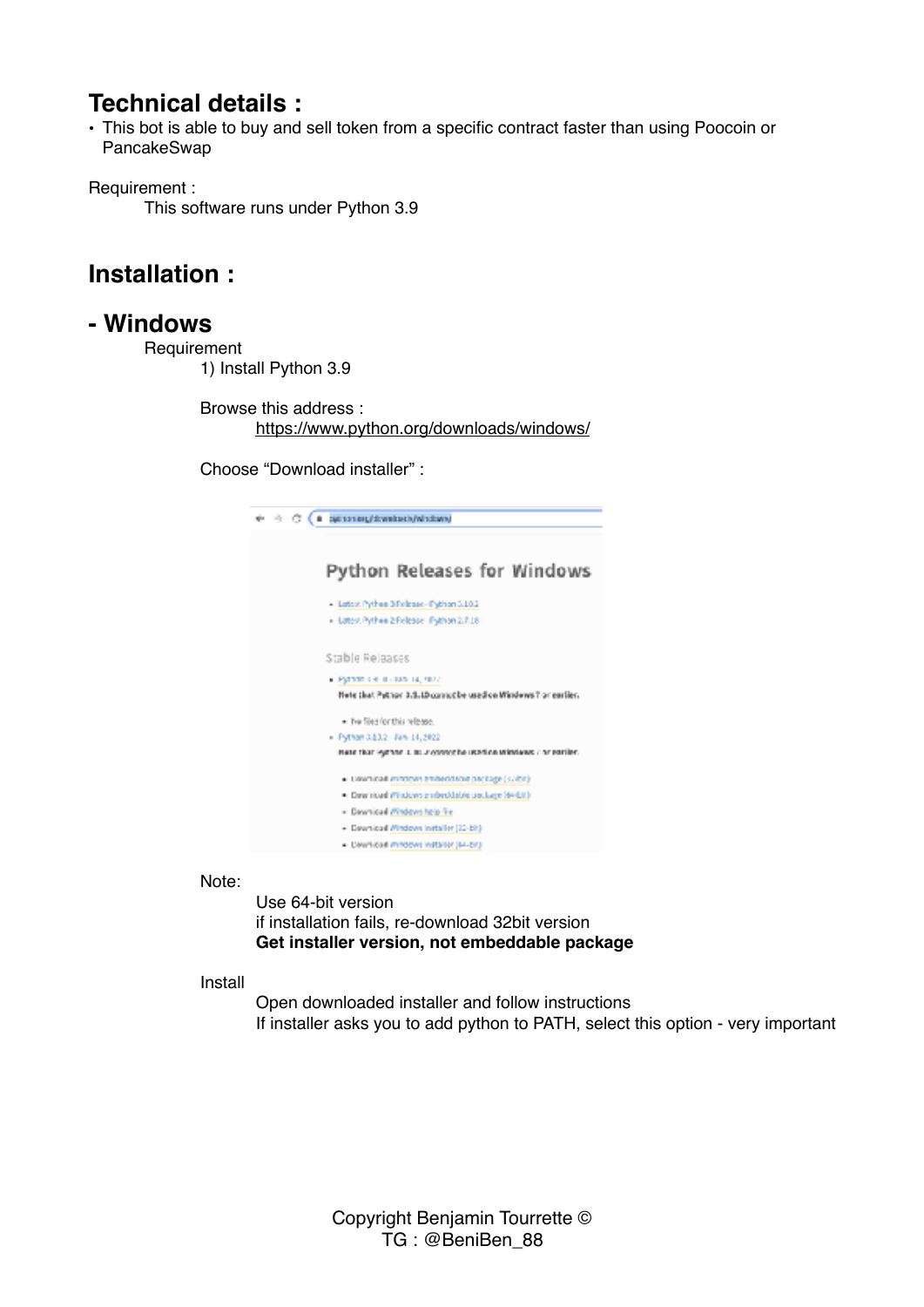## Technical details :

- This bot is able to buy and sell token from a specific contract faster than using Poocoin or PancakeSwap

Requirement :

This software runs under Python 3.9

## Installation :

### - Windows

Requirement

1) Install Python 3.9

Browse this address :

https://www.python.org/downloads/windows/

Choose "Download installer" :

Note:

Use 64-bit version
if installation fails, re-download 32bit version
**Get installer version, not embeddable package**

Install

Open downloaded installer and follow instructions
If installer asks you to add python to PATH, select this option - very important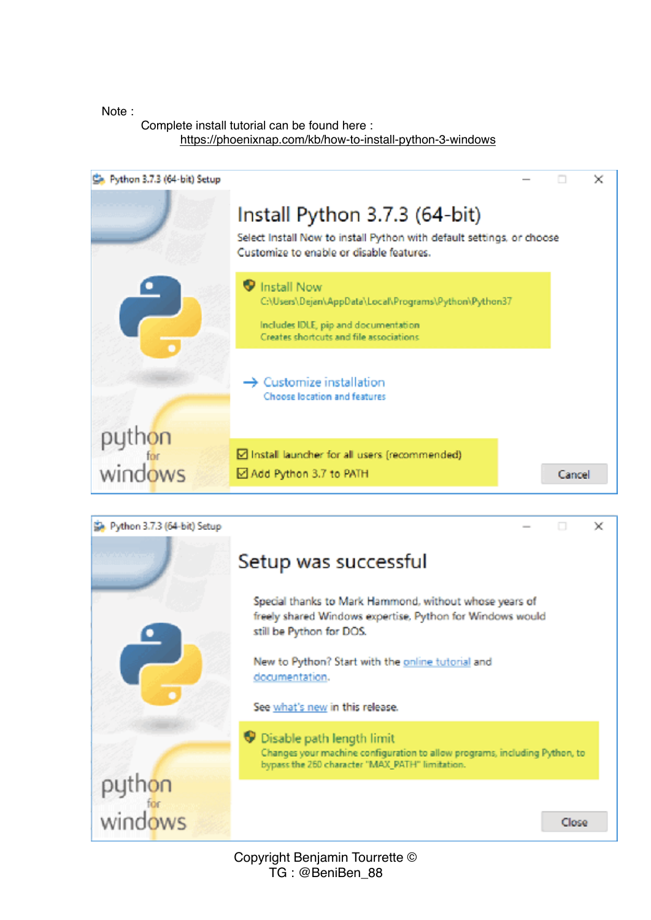Note :

Complete install tutorial can be found here :

https://phoenixnap.com/kb/how-to-install-python-3-windows

Python 3.7.3 (64-bit) Setup

# Install Python 3.7.3 (64-bit)

Select Install Now to install Python with default settings, or choose Customize to enable or disable features.

**Install Now**
C:\Users\Dejan\AppData\Local\Programs\Python\Python37

Includes IDLE, pip and documentation
Creates shortcuts and file associations

→ **Customize installation**
Choose location and features

- [x] Install launcher for all users (recommended)
- [x] Add Python 3.7 to PATH

Cancel

Python 3.7.3 (64-bit) Setup

# Setup was successful

Special thanks to Mark Hammond, without whose years of freely shared Windows expertise, Python for Windows would still be Python for DOS.

New to Python? Start with the online tutorial and documentation.

See what's new in this release.

**Disable path length limit**
Changes your machine configuration to allow programs, including Python, to bypass the 260 character "MAX_PATH" limitation.

Close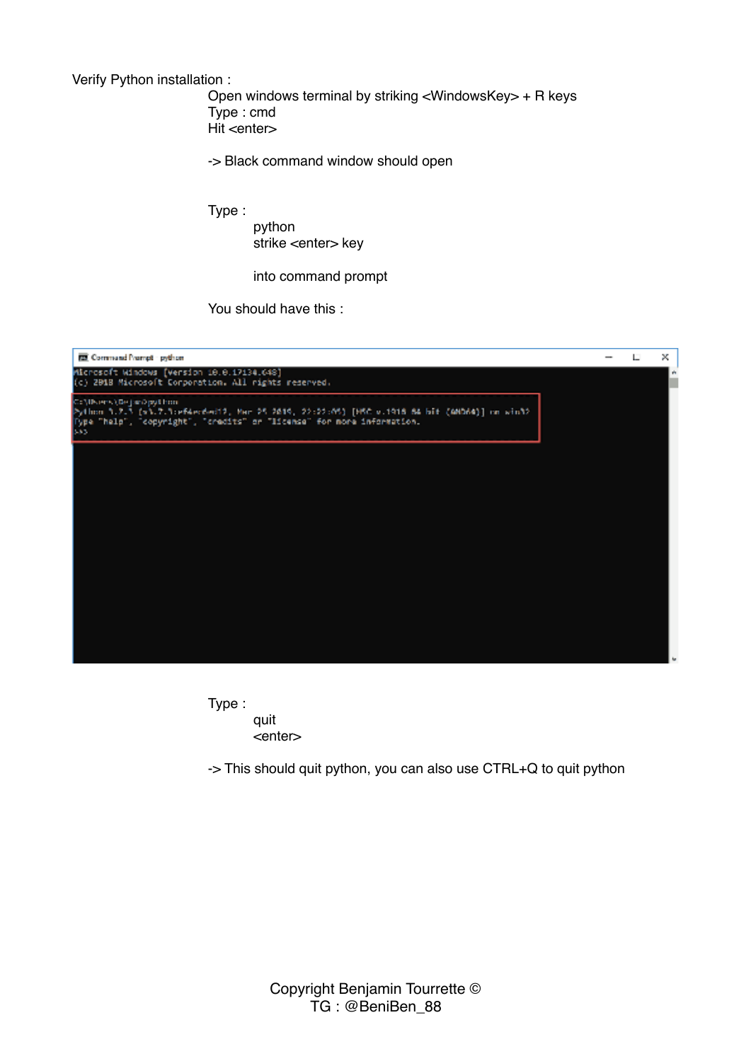Verify Python installation :

Open windows terminal by striking <WindowsKey> + R keys
Type : cmd
Hit <enter>

-> Black command window should open

Type :

python
strike <enter> key

into command prompt

You should have this :

Type :

quit
<enter>

-> This should quit python, you can also use CTRL+Q to quit python

Copyright Benjamin Tourrette ©
TG : @BeniBen_88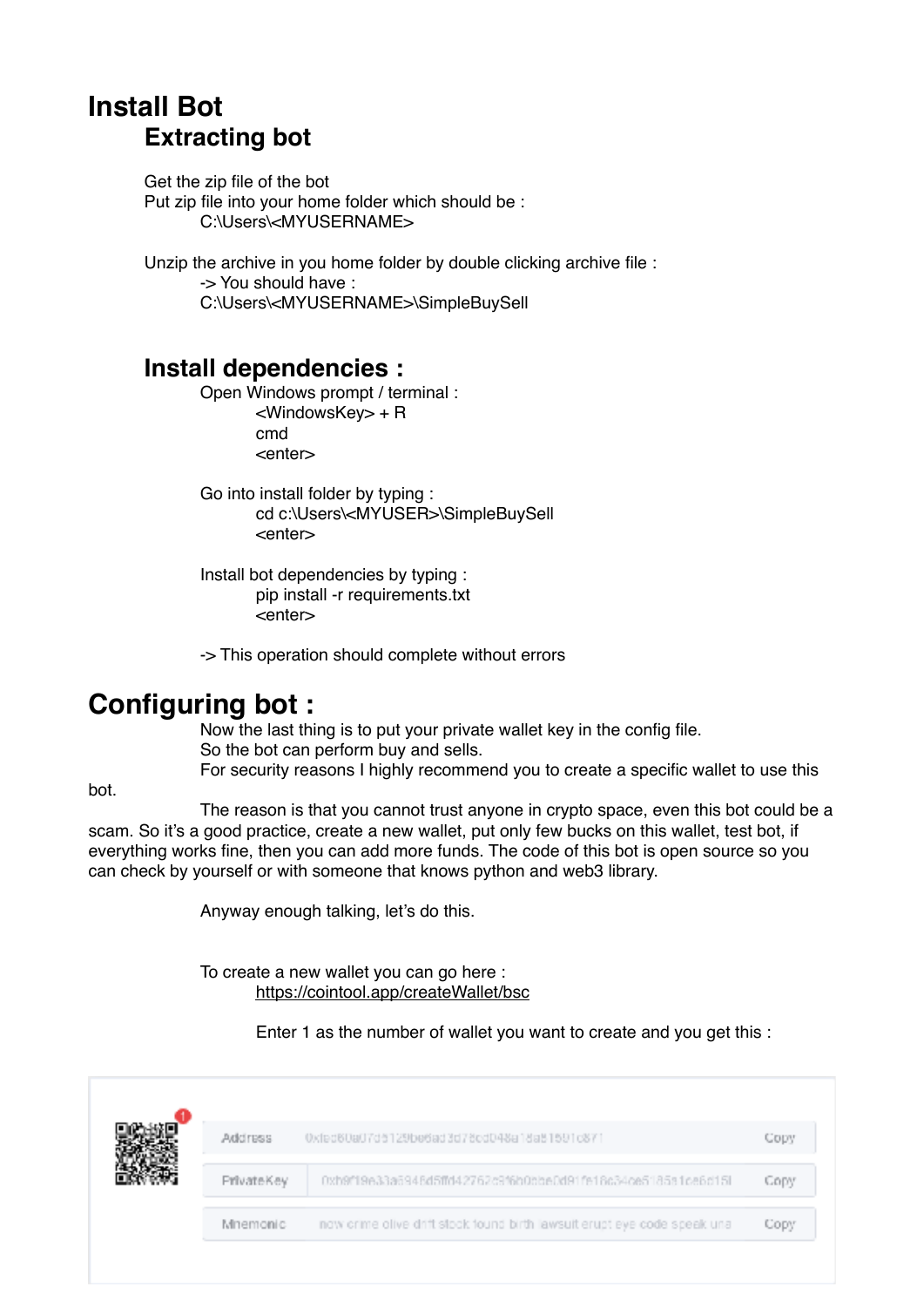# Install Bot

## Extracting bot

Get the zip file of the bot
Put zip file into your home folder which should be :
C:\Users\<MYUSERNAME>

Unzip the archive in you home folder by double clicking archive file :
-> You should have :
C:\Users\<MYUSERNAME>\SimpleBuySell

## Install dependencies :

Open Windows prompt / terminal :

```
<WindowsKey> + R
cmd
<enter>
```

Go into install folder by typing :

```
cd c:\Users\<MYUSER>\SimpleBuySell
<enter>
```

Install bot dependencies by typing :

```
pip install -r requirements.txt
<enter>
```

-> This operation should complete without errors

# Configuring bot :

Now the last thing is to put your private wallet key in the config file.
So the bot can perform buy and sells.
For security reasons I highly recommend you to create a specific wallet to use this bot.

The reason is that you cannot trust anyone in crypto space, even this bot could be a scam. So it's a good practice, create a new wallet, put only few bucks on this wallet, test bot, if everything works fine, then you can add more funds. The code of this bot is open source so you can check by yourself or with someone that knows python and web3 library.

Anyway enough talking, let's do this.

To create a new wallet you can go here :
https://cointool.app/createWallet/bsc

Enter 1 as the number of wallet you want to create and you get this :

| | | |
|---|---|---|
| Address | 0xfed60a07d5129bedad3d78cd048a18a81591c871 | Copy |
| PrivateKey | 0xb9f19a33a6948d5ffd42762c9f6b0cce0d91fe18a34ce51851ce6d15l | Copy |
| Mnemonic | now crime olive dirt stock found birth lawsuit erupt eye code speak una | Copy |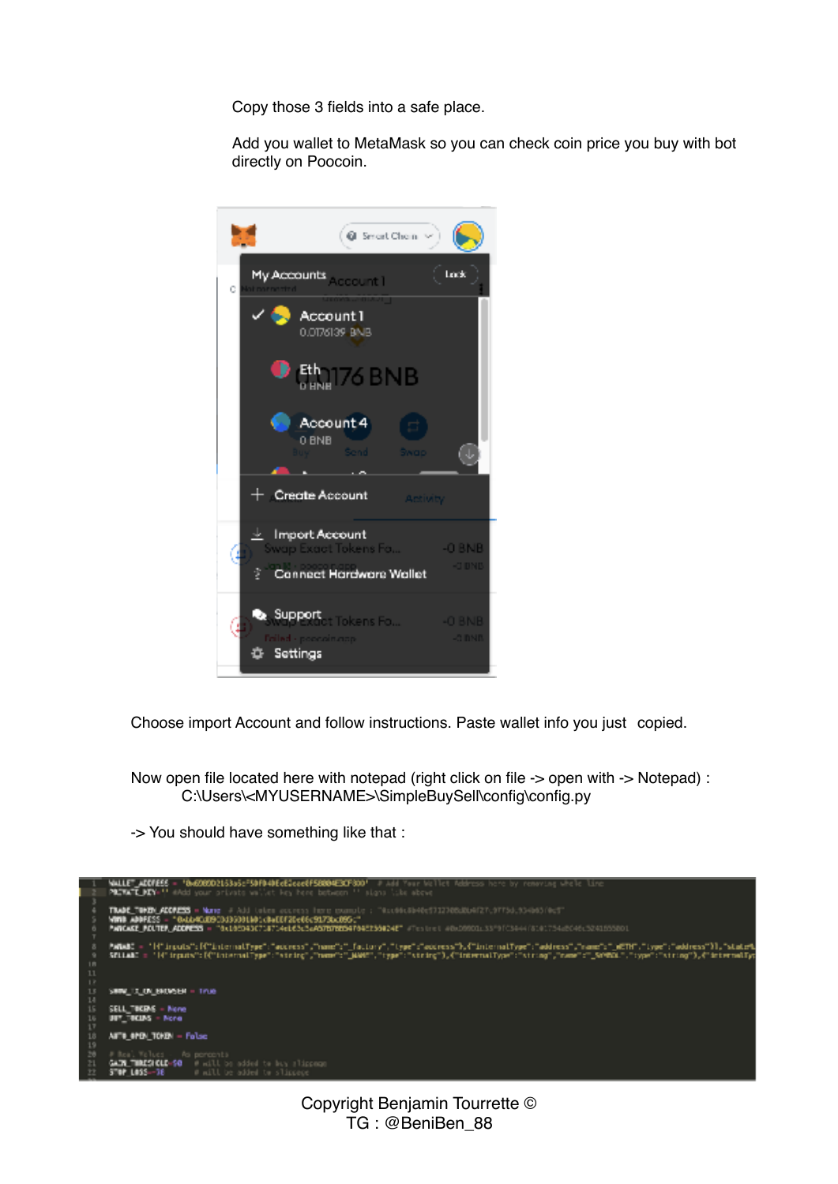Copy those 3 fields into a safe place.

Add you wallet to MetaMask so you can check coin price you buy with bot directly on Poocoin.

Choose import Account and follow instructions. Paste wallet info you just copied.

Now open file located here with notepad (right click on file -> open with -> Notepad) :
C:\Users\<MYUSERNAME>\SimpleBuySell\config\config.py

-> You should have something like that :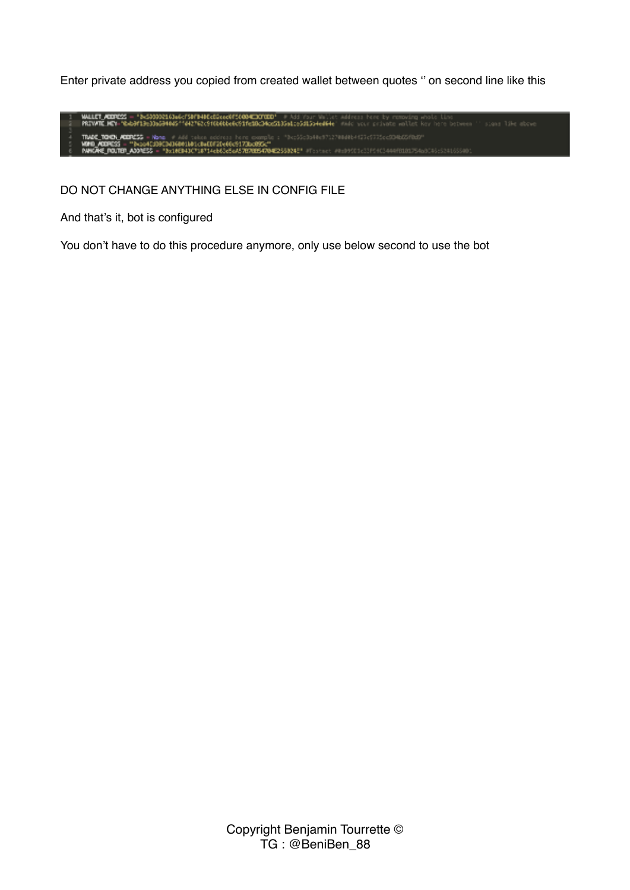Enter private address you copied from created wallet between quotes '' on second line like this

DO NOT CHANGE ANYTHING ELSE IN CONFIG FILE

And that's it, bot is configured

You don't have to do this procedure anymore, only use below second to use the bot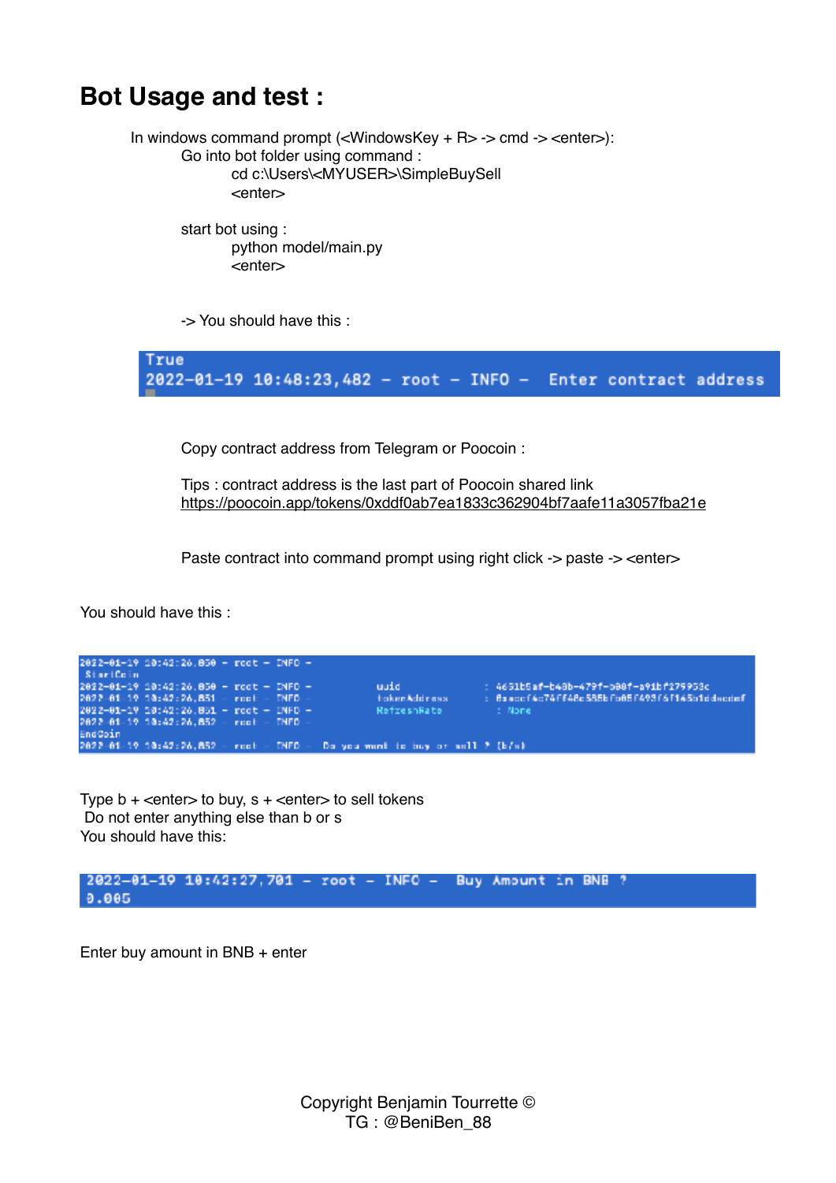# Bot Usage and test :

In windows command prompt (<WindowsKey + R> -> cmd -> <enter>):

Go into bot folder using command :

cd c:\Users\<MYUSER>\SimpleBuySell

<enter>

start bot using :

python model/main.py

<enter>

-> You should have this :

```
True
2022-01-19 10:48:23,482 - root - INFO -  Enter contract address
```

Copy contract address from Telegram or Poocoin :

Tips : contract address is the last part of Poocoin shared link
https://poocoin.app/tokens/0xddf0ab7ea1833c362904bf7aafe11a3057fba21e

Paste contract into command prompt using right click -> paste -> <enter>

You should have this :

```
2022-01-19 10:42:26,850 - root - INFO -
 StartCoin
2022-01-19 10:42:26,850 - root - INFO -        uuid          : 4631b5af-b43b-479f-b08f-a91bf179953c
2022-01-19 10:42:26,851 - root - INFO -        tokenAddress  : 0xeccf4c74ff48c595bfa05f493f6f145a1ddecdef
2022-01-19 10:42:26,851 - root - INFO -        RefreshRate   : None
2022-01-19 10:42:26,852 - root - INFO -
EndCoin
2022-01-19 10:42:26,852 - root - INFO -  Do you want to buy or sell ? (b/s)
```

Type b + <enter> to buy, s + <enter> to sell tokens

Do not enter anything else than b or s

You should have this:

```
2022-01-19 10:42:27,701 - root - INFO -  Buy Amount in BNB ?
0.005
```

Enter buy amount in BNB + enter

Copyright Benjamin Tourrette ©
TG : @BeniBen_88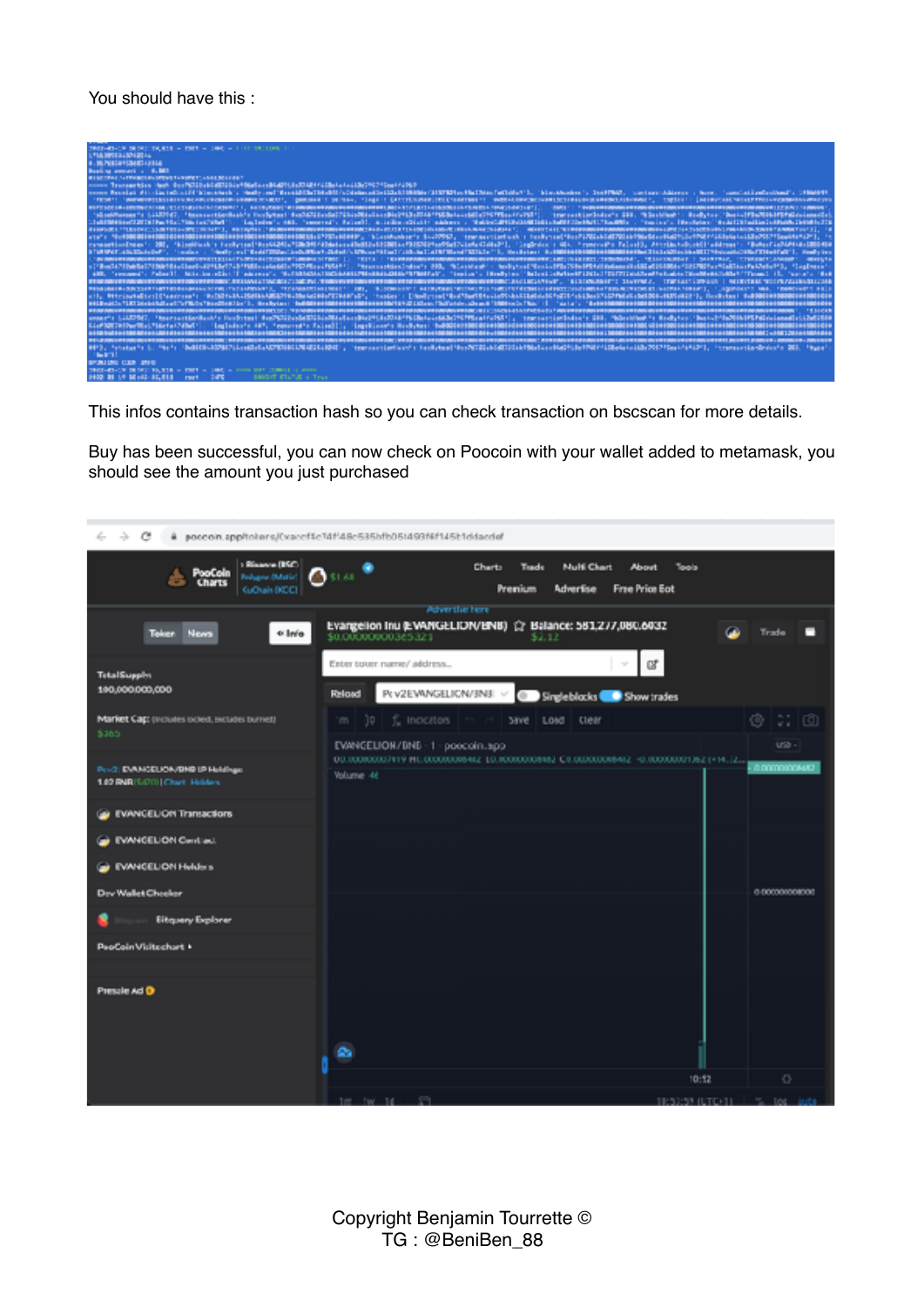You should have this :

This infos contains transaction hash so you can check transaction on bscscan for more details.

Buy has been successful, you can now check on Poocoin with your wallet added to metamask, you should see the amount you just purchased

Copyright Benjamin Tourrette ©
TG : @BeniBen_88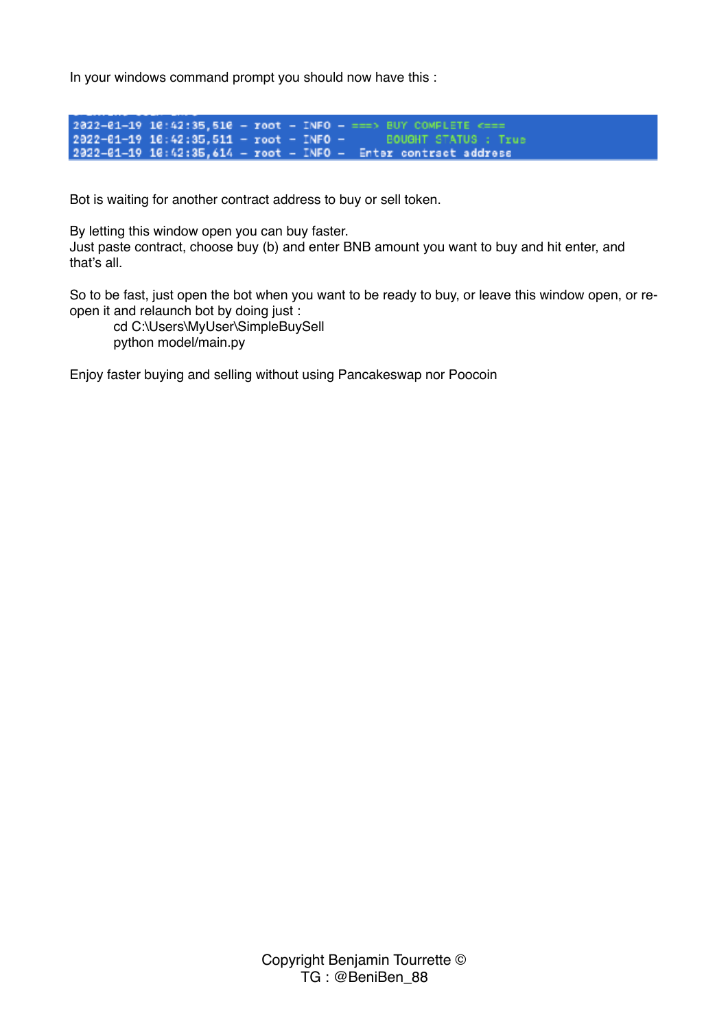In your windows command prompt you should now have this :

```
2022-01-19 10:42:35,510 - root - INFO - ===> BUY COMPLETE <===
2022-01-19 10:42:35,511 - root - INFO -       BOUGHT STATUS : True
2022-01-19 10:42:35,614 - root - INFO -   Enter contract address
```

Bot is waiting for another contract address to buy or sell token.

By letting this window open you can buy faster.
Just paste contract, choose buy (b) and enter BNB amount you want to buy and hit enter, and that's all.

So to be fast, just open the bot when you want to be ready to buy, or leave this window open, or re-open it and relaunch bot by doing just :

```
cd C:\Users\MyUser\SimpleBuySell
python model/main.py
```

Enjoy faster buying and selling without using Pancakeswap nor Poocoin

Copyright Benjamin Tourrette ©
TG : @BeniBen_88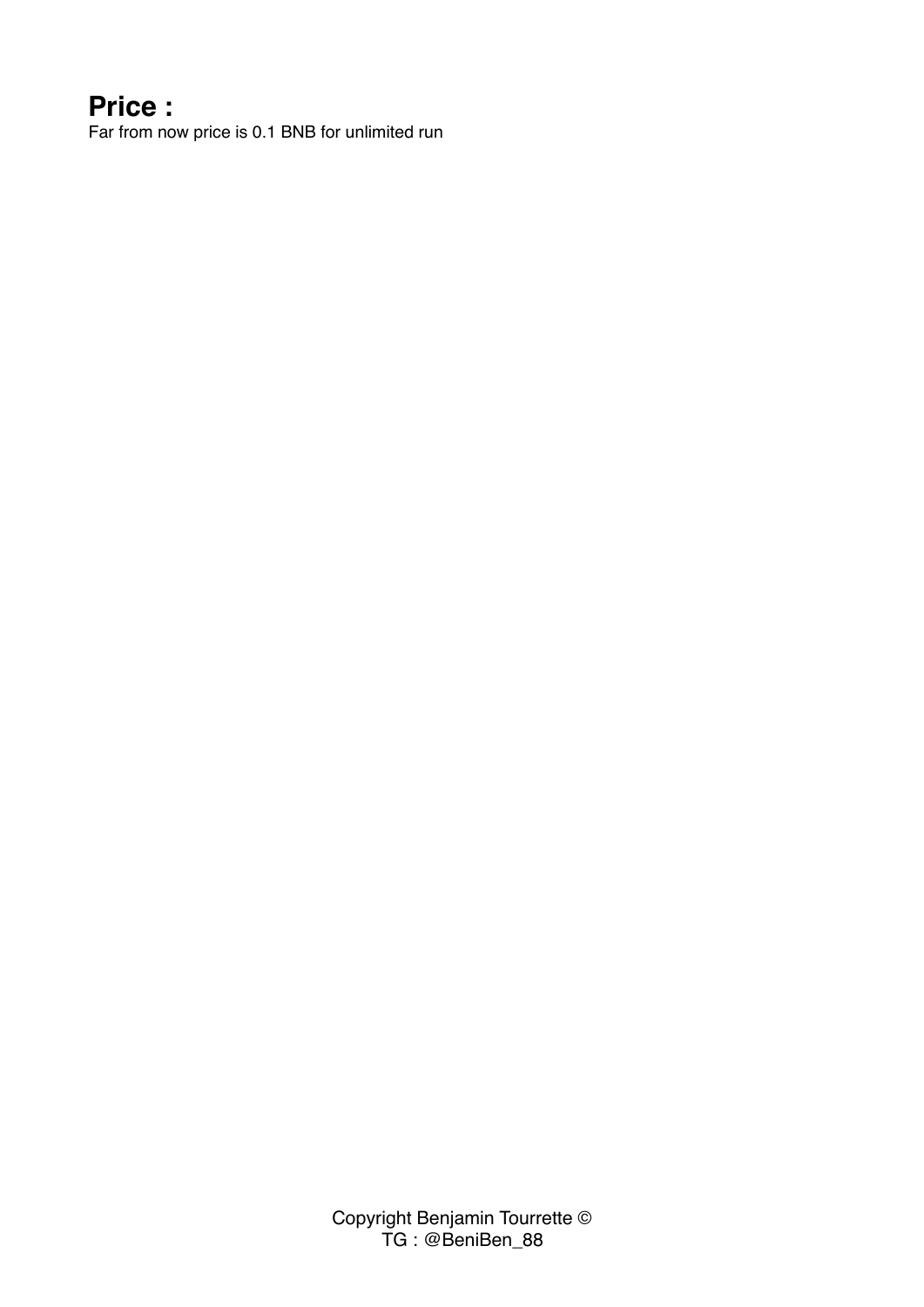## Price :

Far from now price is 0.1 BNB for unlimited run

Copyright Benjamin Tourrette ©
TG : @BeniBen_88